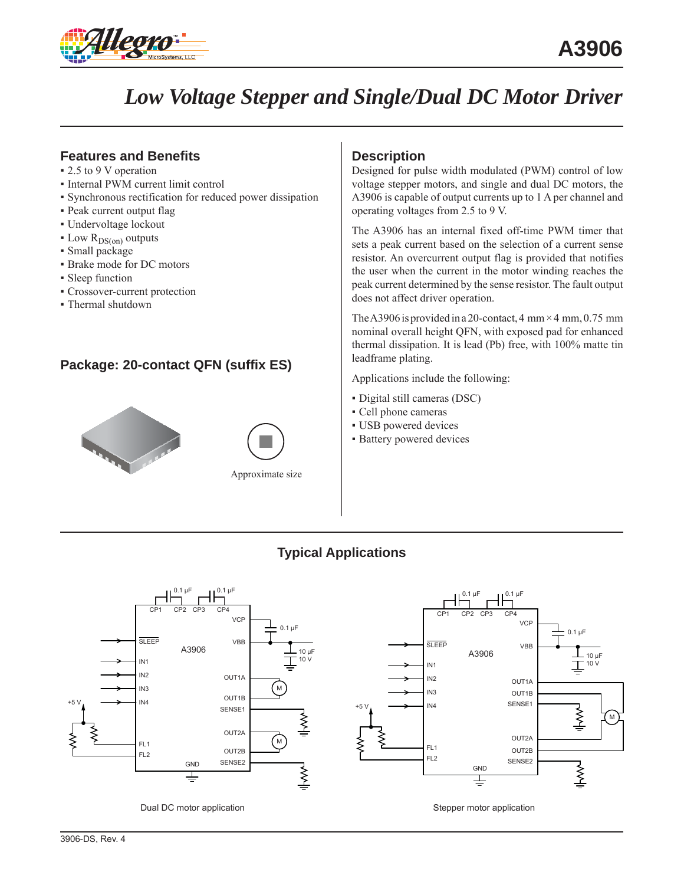# A3906

## Low Voltage Stepper and Single/Dual DC Motor Driver

### Features and Benefits

- 2.5 to 9 V operation
- Internal PWM current limit control
- Synchronous rectification for reduced power dissipation
- Peak current output flag
- Undervoltage lockout
- Low $R_{DS(on)}$ outputs
- Small package
- Brake mode for DC motors
- Sleep function
- Crossover-current protection
- Thermal shutdown

### Package: 20-contact QFN (suffix ES)

Approximate size

### Description

Designed for pulse width modulated (PWM) control of low voltage stepper motors, and single and dual DC motors, the A3906 is capable of output currents up to 1 A per channel and operating voltages from 2.5 to 9 V.

The A3906 has an internal fixed off-time PWM timer that sets a peak current based on the selection of a current sense resistor. An overcurrent output flag is provided that notifies the user when the current in the motor winding reaches the peak current determined by the sense resistor. The fault output does not affect driver operation.

The A3906 is provided in a 20-contact, 4 mm × 4 mm, 0.75 mm nominal overall height QFN, with exposed pad for enhanced thermal dissipation. It is lead (Pb) free, with 100% matte tin leadframe plating.

Applications include the following:

- Digital still cameras (DSC)
- Cell phone cameras
- USB powered devices
- Battery powered devices

### Typical Applications

Dual DC motor application

Stepper motor application

3906-DS, Rev. 4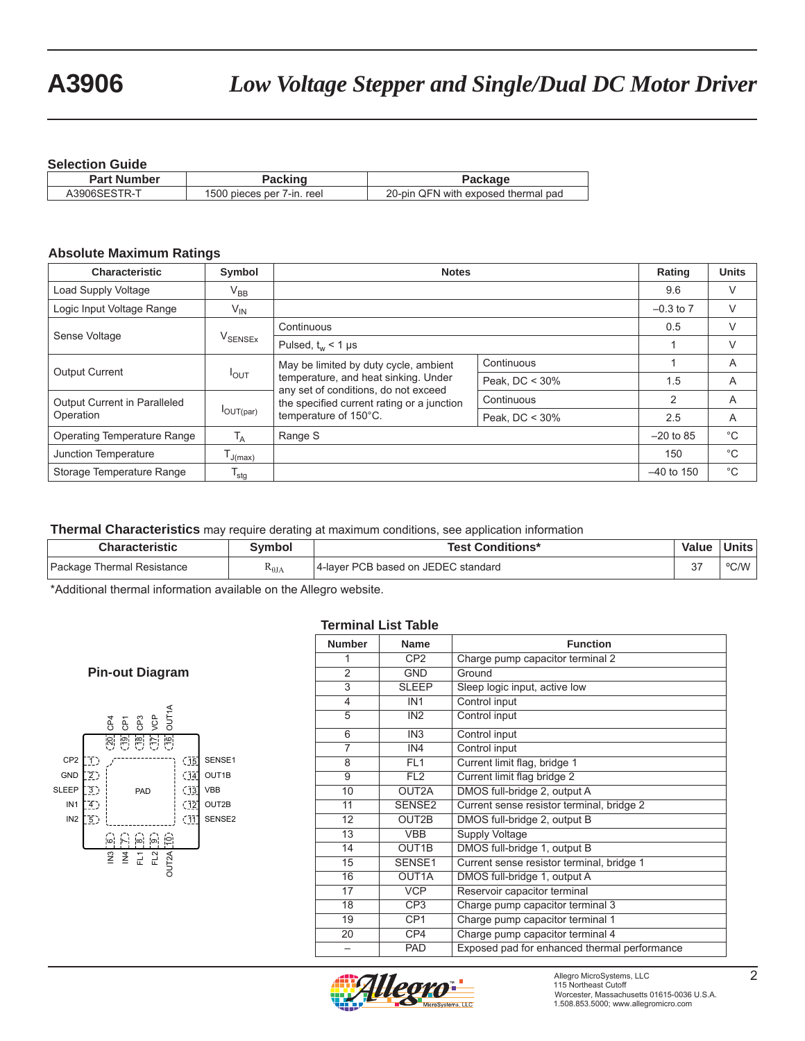## Selection Guide

| Part Number | Packing | Package |
|---|---|---|
| A3906SESTR-T | 1500 pieces per 7-in. reel | 20-pin QFN with exposed thermal pad |

## Absolute Maximum Ratings

| Characteristic | Symbol | Notes | | Rating | Units |
|---|---|---|---|---|---|
| Load Supply Voltage | $V_{BB}$ | | | 9.6 | V |
| Logic Input Voltage Range | $V_{IN}$ | | | –0.3 to 7 | V |
| Sense Voltage | $V_{SENSEx}$ | Continuous | | 0.5 | V |
| | | Pulsed, $t_w$ < 1 μs | | 1 | V |
| Output Current | $I_{OUT}$ | May be limited by duty cycle, ambient temperature, and heat sinking. Under any set of conditions, do not exceed the specified current rating or a junction temperature of 150°C. | Continuous | 1 | A |
| | | | Peak, DC < 30% | 1.5 | A |
| Output Current in Paralleled Operation | $I_{OUT(par)}$ | | Continuous | 2 | A |
| | | | Peak, DC < 30% | 2.5 | A |
| Operating Temperature Range | $T_A$ | Range S | | –20 to 85 | °C |
| Junction Temperature | $T_{J(max)}$ | | | 150 | °C |
| Storage Temperature Range | $T_{stg}$ | | | –40 to 150 | °C |

**Thermal Characteristics** may require derating at maximum conditions, see application information

| Characteristic | Symbol | Test Conditions* | Value | Units |
|---|---|---|---|---|
| Package Thermal Resistance | $R_{\theta JA}$ | 4-layer PCB based on JEDEC standard | 37 | °C/W |

*Additional thermal information available on the Allegro website.

### Pin-out Diagram

CP4 (20), CP1 (19), CP3 (18), VCP (17), OUT1A (16)

CP2 (1), GND (2), SLEEP (3), IN1 (4), IN2 (5) — PAD — SENSE1 (15), OUT1B (14), VBB (13), OUT2B (12), SENSE2 (11)

IN3 (6), IN4 (7), FL1 (8), FL2 (9), OUT2A (10)

### Terminal List Table

| Number | Name | Function |
|---|---|---|
| 1 | CP2 | Charge pump capacitor terminal 2 |
| 2 | GND | Ground |
| 3 | SLEEP | Sleep logic input, active low |
| 4 | IN1 | Control input |
| 5 | IN2 | Control input |
| 6 | IN3 | Control input |
| 7 | IN4 | Control input |
| 8 | FL1 | Current limit flag, bridge 1 |
| 9 | FL2 | Current limit flag bridge 2 |
| 10 | OUT2A | DMOS full-bridge 2, output A |
| 11 | SENSE2 | Current sense resistor terminal, bridge 2 |
| 12 | OUT2B | DMOS full-bridge 2, output B |
| 13 | VBB | Supply Voltage |
| 14 | OUT1B | DMOS full-bridge 1, output B |
| 15 | SENSE1 | Current sense resistor terminal, bridge 1 |
| 16 | OUT1A | DMOS full-bridge 1, output A |
| 17 | VCP | Reservoir capacitor terminal |
| 18 | CP3 | Charge pump capacitor terminal 3 |
| 19 | CP1 | Charge pump capacitor terminal 1 |
| 20 | CP4 | Charge pump capacitor terminal 4 |
| – | PAD | Exposed pad for enhanced thermal performance |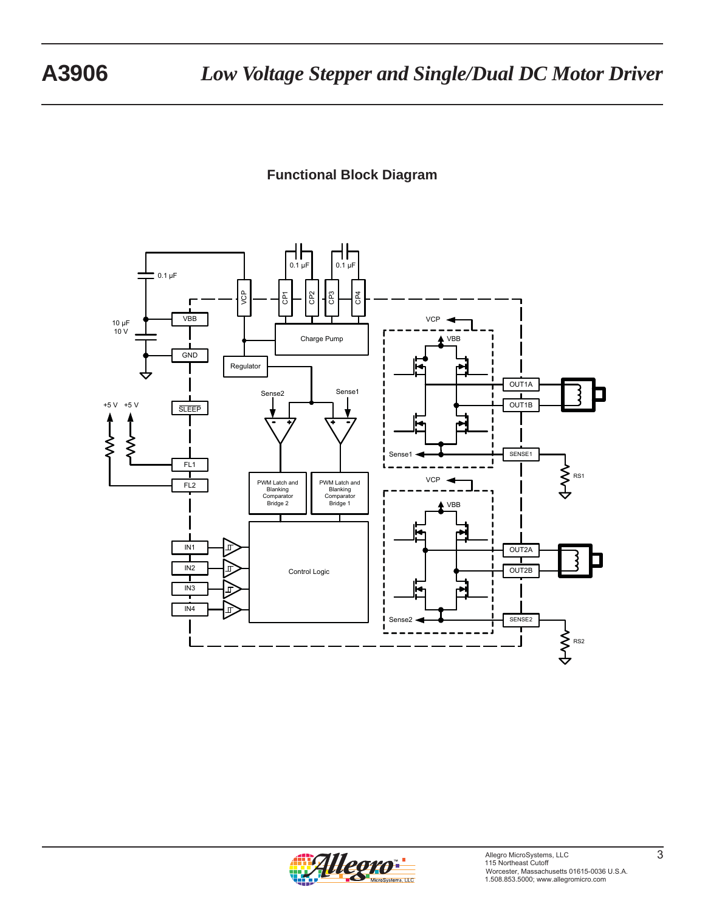## Functional Block Diagram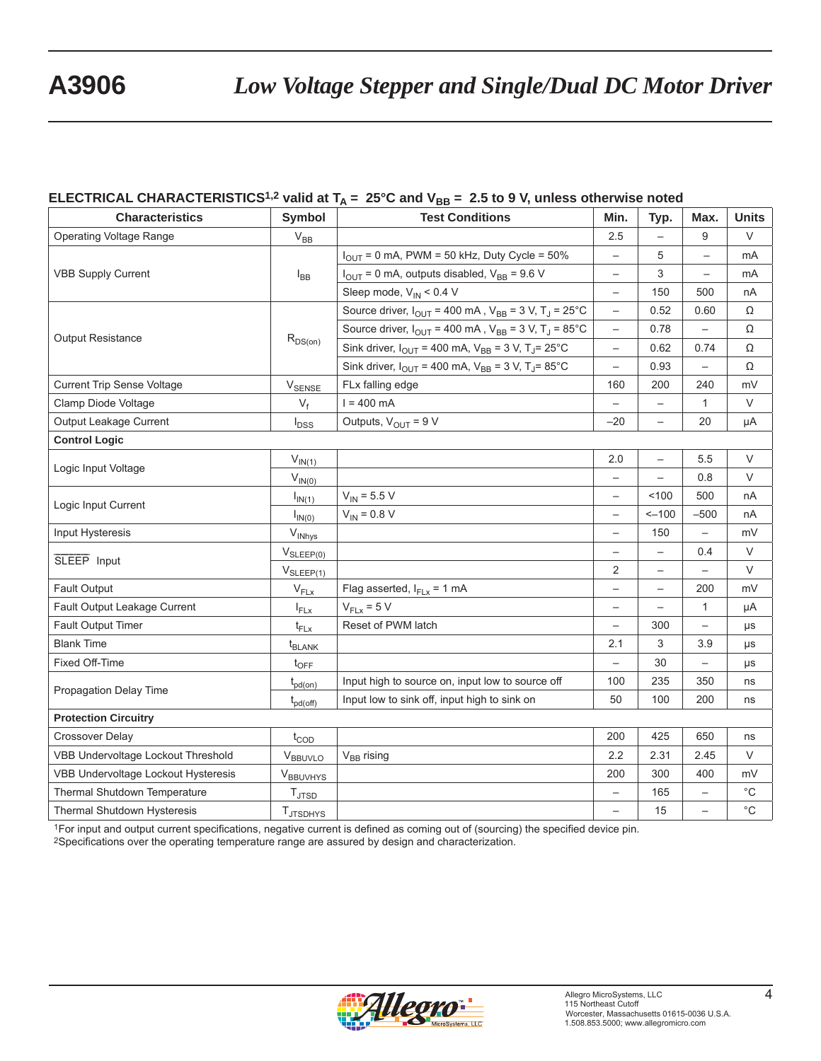## ELECTRICAL CHARACTERISTICS[1,2] valid at $T_A$ = 25°C and $V_{BB}$ = 2.5 to 9 V, unless otherwise noted

| Characteristics | Symbol | Test Conditions | Min. | Typ. | Max. | Units |
|---|---|---|---|---|---|---|
| Operating Voltage Range | $V_{BB}$ | | 2.5 | – | 9 | V |
| VBB Supply Current | $I_{BB}$ | $I_{OUT}$ = 0 mA, PWM = 50 kHz, Duty Cycle = 50% | – | 5 | – | mA |
| | | $I_{OUT}$ = 0 mA, outputs disabled, $V_{BB}$ = 9.6 V | – | 3 | – | mA |
| | | Sleep mode, $V_{IN}$ < 0.4 V | – | 150 | 500 | nA |
| Output Resistance | $R_{DS(on)}$ | Source driver, $I_{OUT}$ = 400 mA , $V_{BB}$ = 3 V, $T_J$ = 25°C | – | 0.52 | 0.60 | Ω |
| | | Source driver, $I_{OUT}$ = 400 mA , $V_{BB}$ = 3 V, $T_J$ = 85°C | – | 0.78 | – | Ω |
| | | Sink driver, $I_{OUT}$ = 400 mA, $V_{BB}$ = 3 V, $T_J$= 25°C | – | 0.62 | 0.74 | Ω |
| | | Sink driver, $I_{OUT}$ = 400 mA, $V_{BB}$ = 3 V, $T_J$= 85°C | – | 0.93 | – | Ω |
| Current Trip Sense Voltage | $V_{SENSE}$ | FLx falling edge | 160 | 200 | 240 | mV |
| Clamp Diode Voltage | $V_f$ | I = 400 mA | – | – | 1 | V |
| Output Leakage Current | $I_{DSS}$ | Outputs, $V_{OUT}$ = 9 V | –20 | – | 20 | μA |
| **Control Logic** | | | | | | |
| Logic Input Voltage | $V_{IN(1)}$ | | 2.0 | – | 5.5 | V |
| | $V_{IN(0)}$ | | – | – | 0.8 | V |
| Logic Input Current | $I_{IN(1)}$ | $V_{IN}$ = 5.5 V | – | <100 | 500 | nA |
| | $I_{IN(0)}$ | $V_{IN}$ = 0.8 V | – | <–100 | –500 | nA |
| Input Hysteresis | $V_{INhys}$ | | – | 150 | – | mV |
| $\overline{\text{SLEEP}}$ Input | $V_{SLEEP(0)}$ | | – | – | 0.4 | V |
| | $V_{SLEEP(1)}$ | | 2 | – | – | V |
| Fault Output | $V_{FLx}$ | Flag asserted, $I_{FLx}$ = 1 mA | – | – | 200 | mV |
| Fault Output Leakage Current | $I_{FLx}$ | $V_{FLx}$ = 5 V | – | – | 1 | μA |
| Fault Output Timer | $t_{FLx}$ | Reset of PWM latch | – | 300 | – | μs |
| Blank Time | $t_{BLANK}$ | | 2.1 | 3 | 3.9 | μs |
| Fixed Off-Time | $t_{OFF}$ | | – | 30 | – | μs |
| Propagation Delay Time | $t_{pd(on)}$ | Input high to source on, input low to source off | 100 | 235 | 350 | ns |
| | $t_{pd(off)}$ | Input low to sink off, input high to sink on | 50 | 100 | 200 | ns |
| **Protection Circuitry** | | | | | | |
| Crossover Delay | $t_{COD}$ | | 200 | 425 | 650 | ns |
| VBB Undervoltage Lockout Threshold | $V_{BBUVLO}$ | $V_{BB}$ rising | 2.2 | 2.31 | 2.45 | V |
| VBB Undervoltage Lockout Hysteresis | $V_{BBUVHYS}$ | | 200 | 300 | 400 | mV |
| Thermal Shutdown Temperature | $T_{JTSD}$ | | – | 165 | – | °C |
| Thermal Shutdown Hysteresis | $T_{JTSDHYS}$ | | – | 15 | – | °C |

[1]For input and output current specifications, negative current is defined as coming out of (sourcing) the specified device pin.
[2]Specifications over the operating temperature range are assured by design and characterization.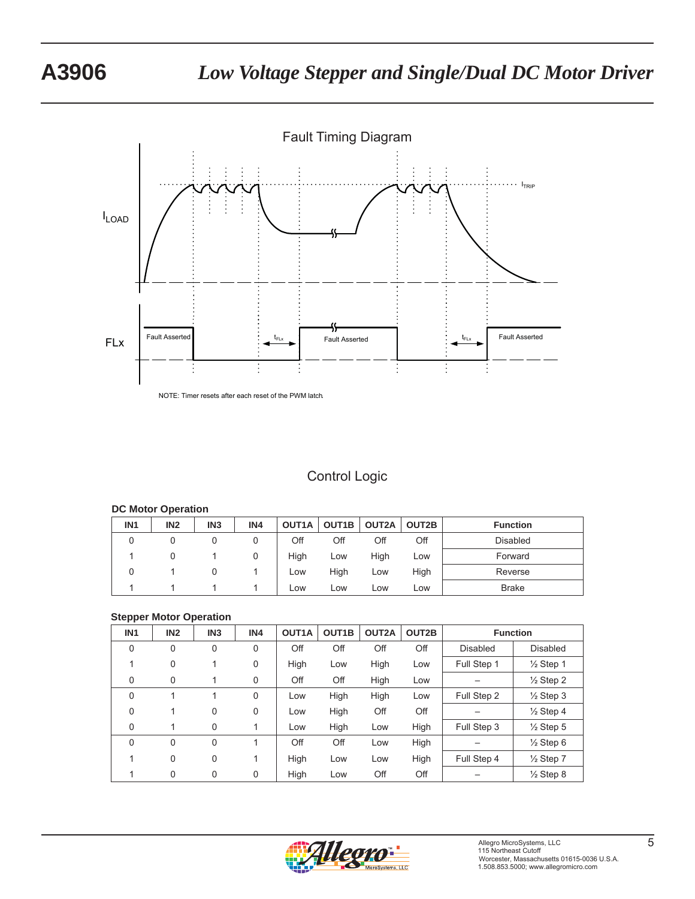## Fault Timing Diagram

NOTE: Timer resets after each reset of the PWM latch.

## Control Logic

**DC Motor Operation**

| IN1 | IN2 | IN3 | IN4 | OUT1A | OUT1B | OUT2A | OUT2B | Function |
|---|---|---|---|---|---|---|---|---|
| 0 | 0 | 0 | 0 | Off | Off | Off | Off | Disabled |
| 1 | 0 | 1 | 0 | High | Low | High | Low | Forward |
| 0 | 1 | 0 | 1 | Low | High | Low | High | Reverse |
| 1 | 1 | 1 | 1 | Low | Low | Low | Low | Brake |

**Stepper Motor Operation**

| IN1 | IN2 | IN3 | IN4 | OUT1A | OUT1B | OUT2A | OUT2B | Function | |
|---|---|---|---|---|---|---|---|---|---|
| 0 | 0 | 0 | 0 | Off | Off | Off | Off | Disabled | Disabled |
| 1 | 0 | 1 | 0 | High | Low | High | Low | Full Step 1 | ½ Step 1 |
| 0 | 0 | 1 | 0 | Off | Off | High | Low | – | ½ Step 2 |
| 0 | 1 | 1 | 0 | Low | High | High | Low | Full Step 2 | ½ Step 3 |
| 0 | 1 | 0 | 0 | Low | High | Off | Off | – | ½ Step 4 |
| 0 | 1 | 0 | 1 | Low | High | Low | High | Full Step 3 | ½ Step 5 |
| 0 | 0 | 0 | 1 | Off | Off | Low | High | – | ½ Step 6 |
| 1 | 0 | 0 | 1 | High | Low | Low | High | Full Step 4 | ½ Step 7 |
| 1 | 0 | 0 | 0 | High | Low | Off | Off | – | ½ Step 8 |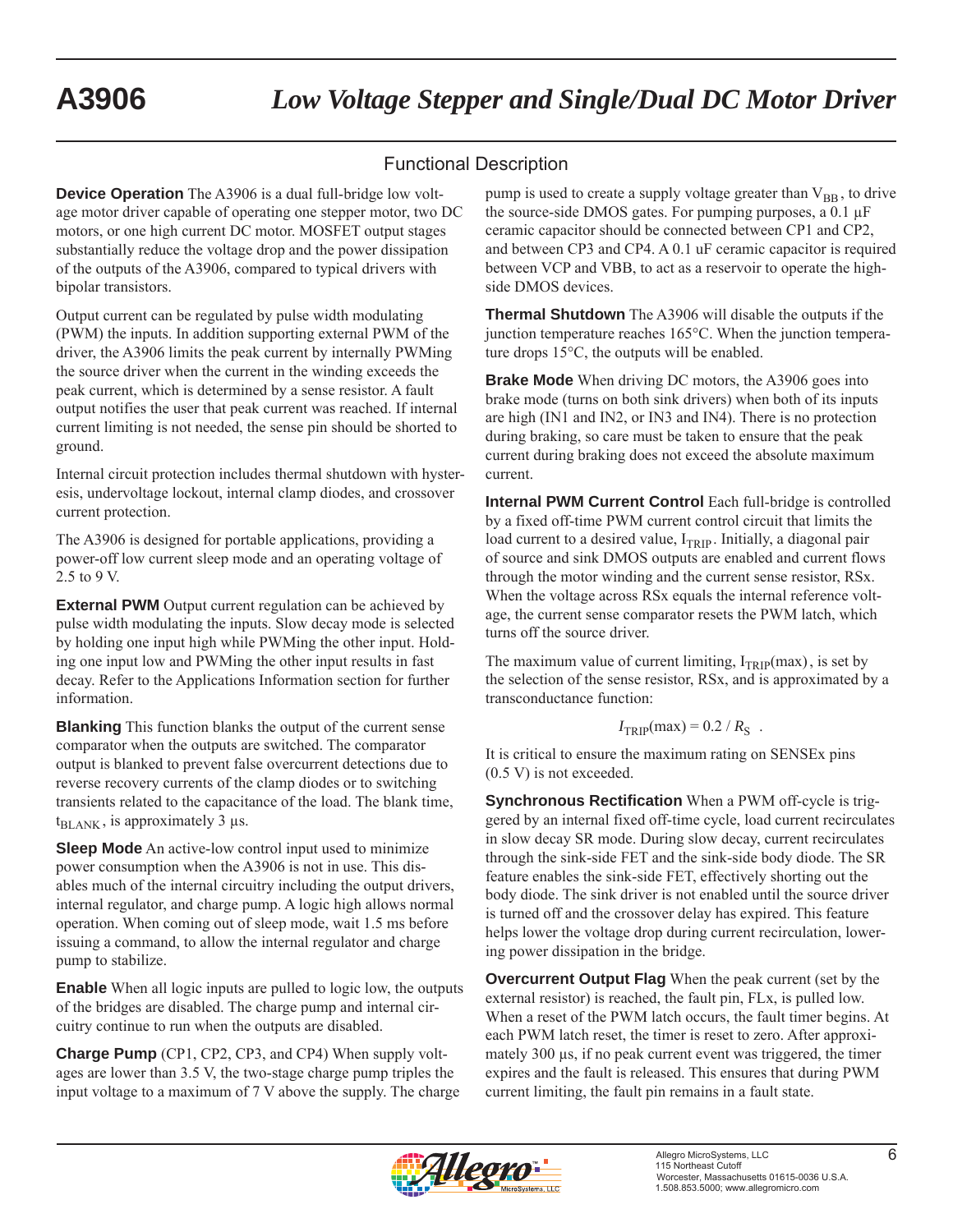## Functional Description

**Device Operation** The A3906 is a dual full-bridge low voltage motor driver capable of operating one stepper motor, two DC motors, or one high current DC motor. MOSFET output stages substantially reduce the voltage drop and the power dissipation of the outputs of the A3906, compared to typical drivers with bipolar transistors.

Output current can be regulated by pulse width modulating (PWM) the inputs. In addition supporting external PWM of the driver, the A3906 limits the peak current by internally PWMing the source driver when the current in the winding exceeds the peak current, which is determined by a sense resistor. A fault output notifies the user that peak current was reached. If internal current limiting is not needed, the sense pin should be shorted to ground.

Internal circuit protection includes thermal shutdown with hysteresis, undervoltage lockout, internal clamp diodes, and crossover current protection.

The A3906 is designed for portable applications, providing a power-off low current sleep mode and an operating voltage of 2.5 to 9 V.

**External PWM** Output current regulation can be achieved by pulse width modulating the inputs. Slow decay mode is selected by holding one input high while PWMing the other input. Holding one input low and PWMing the other input results in fast decay. Refer to the Applications Information section for further information.

**Blanking** This function blanks the output of the current sense comparator when the outputs are switched. The comparator output is blanked to prevent false overcurrent detections due to reverse recovery currents of the clamp diodes or to switching transients related to the capacitance of the load. The blank time, $t_{BLANK}$, is approximately 3 µs.

**Sleep Mode** An active-low control input used to minimize power consumption when the A3906 is not in use. This disables much of the internal circuitry including the output drivers, internal regulator, and charge pump. A logic high allows normal operation. When coming out of sleep mode, wait 1.5 ms before issuing a command, to allow the internal regulator and charge pump to stabilize.

**Enable** When all logic inputs are pulled to logic low, the outputs of the bridges are disabled. The charge pump and internal circuitry continue to run when the outputs are disabled.

**Charge Pump** (CP1, CP2, CP3, and CP4) When supply voltages are lower than 3.5 V, the two-stage charge pump triples the input voltage to a maximum of 7 V above the supply. The charge pump is used to create a supply voltage greater than $V_{BB}$, to drive the source-side DMOS gates. For pumping purposes, a 0.1 µF ceramic capacitor should be connected between CP1 and CP2, and between CP3 and CP4. A 0.1 uF ceramic capacitor is required between VCP and VBB, to act as a reservoir to operate the high-side DMOS devices.

**Thermal Shutdown** The A3906 will disable the outputs if the junction temperature reaches 165°C. When the junction temperature drops 15°C, the outputs will be enabled.

**Brake Mode** When driving DC motors, the A3906 goes into brake mode (turns on both sink drivers) when both of its inputs are high (IN1 and IN2, or IN3 and IN4). There is no protection during braking, so care must be taken to ensure that the peak current during braking does not exceed the absolute maximum current.

**Internal PWM Current Control** Each full-bridge is controlled by a fixed off-time PWM current control circuit that limits the load current to a desired value, $I_{TRIP}$. Initially, a diagonal pair of source and sink DMOS outputs are enabled and current flows through the motor winding and the current sense resistor, RSx. When the voltage across RSx equals the internal reference voltage, the current sense comparator resets the PWM latch, which turns off the source driver.

The maximum value of current limiting, $I_{TRIP}(\max)$, is set by the selection of the sense resistor, RSx, and is approximated by a transconductance function:

$$I_{TRIP}(\max) = 0.2 / R_S \ .$$

It is critical to ensure the maximum rating on SENSEx pins (0.5 V) is not exceeded.

**Synchronous Rectification** When a PWM off-cycle is triggered by an internal fixed off-time cycle, load current recirculates in slow decay SR mode. During slow decay, current recirculates through the sink-side FET and the sink-side body diode. The SR feature enables the sink-side FET, effectively shorting out the body diode. The sink driver is not enabled until the source driver is turned off and the crossover delay has expired. This feature helps lower the voltage drop during current recirculation, lowering power dissipation in the bridge.

**Overcurrent Output Flag** When the peak current (set by the external resistor) is reached, the fault pin, FLx, is pulled low. When a reset of the PWM latch occurs, the fault timer begins. At each PWM latch reset, the timer is reset to zero. After approximately 300 µs, if no peak current event was triggered, the timer expires and the fault is released. This ensures that during PWM current limiting, the fault pin remains in a fault state.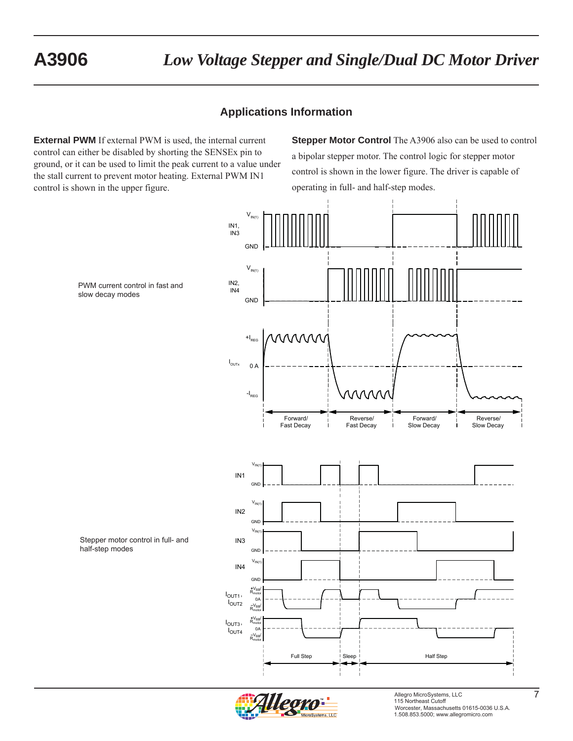## Applications Information

**External PWM** If external PWM is used, the internal current control can either be disabled by shorting the SENSEx pin to ground, or it can be used to limit the peak current to a value under the stall current to prevent motor heating. External PWM IN1 control is shown in the upper figure.

**Stepper Motor Control** The A3906 also can be used to control a bipolar stepper motor. The control logic for stepper motor control is shown in the lower figure. The driver is capable of operating in full- and half-step modes.

PWM current control in fast and slow decay modes

Stepper motor control in full- and half-step modes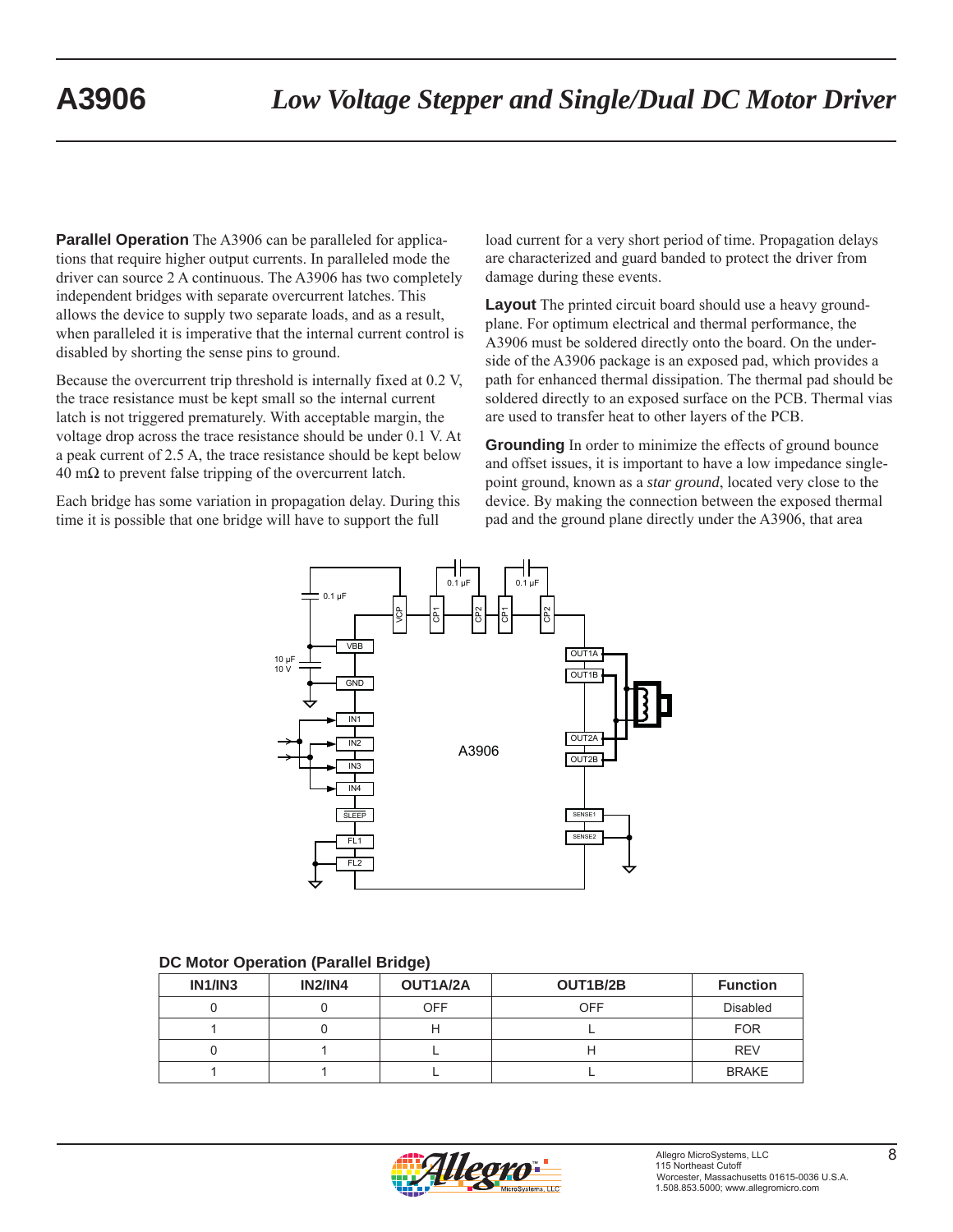**Parallel Operation** The A3906 can be paralleled for applications that require higher output currents. In paralleled mode the driver can source 2 A continuous. The A3906 has two completely independent bridges with separate overcurrent latches. This allows the device to supply two separate loads, and as a result, when paralleled it is imperative that the internal current control is disabled by shorting the sense pins to ground.

Because the overcurrent trip threshold is internally fixed at 0.2 V, the trace resistance must be kept small so the internal current latch is not triggered prematurely. With acceptable margin, the voltage drop across the trace resistance should be under 0.1 V. At a peak current of 2.5 A, the trace resistance should be kept below 40 mΩ to prevent false tripping of the overcurrent latch.

Each bridge has some variation in propagation delay. During this time it is possible that one bridge will have to support the full load current for a very short period of time. Propagation delays are characterized and guard banded to protect the driver from damage during these events.

**Layout** The printed circuit board should use a heavy ground-plane. For optimum electrical and thermal performance, the A3906 must be soldered directly onto the board. On the underside of the A3906 package is an exposed pad, which provides a path for enhanced thermal dissipation. The thermal pad should be soldered directly to an exposed surface on the PCB. Thermal vias are used to transfer heat to other layers of the PCB.

**Grounding** In order to minimize the effects of ground bounce and offset issues, it is important to have a low impedance single-point ground, known as a *star ground*, located very close to the device. By making the connection between the exposed thermal pad and the ground plane directly under the A3906, that area

**DC Motor Operation (Parallel Bridge)**

| IN1/IN3 | IN2/IN4 | OUT1A/2A | OUT1B/2B | Function |
|---|---|---|---|---|
| 0 | 0 | OFF | OFF | Disabled |
| 1 | 0 | H | L | FOR |
| 0 | 1 | L | H | REV |
| 1 | 1 | L | L | BRAKE |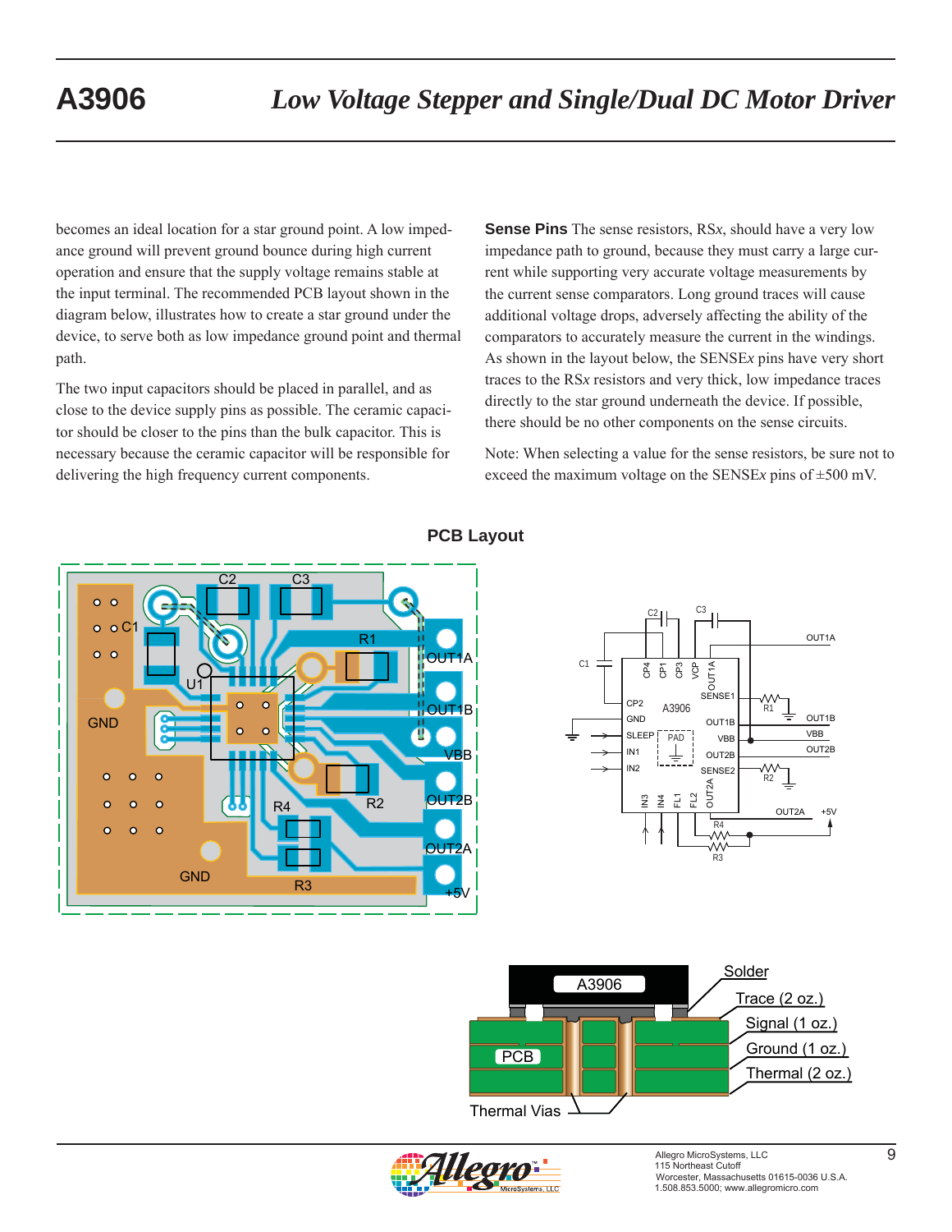becomes an ideal location for a star ground point. A low impedance ground will prevent ground bounce during high current operation and ensure that the supply voltage remains stable at the input terminal. The recommended PCB layout shown in the diagram below, illustrates how to create a star ground under the device, to serve both as low impedance ground point and thermal path.

The two input capacitors should be placed in parallel, and as close to the device supply pins as possible. The ceramic capacitor should be closer to the pins than the bulk capacitor. This is necessary because the ceramic capacitor will be responsible for delivering the high frequency current components.

**Sense Pins** The sense resistors, RS*x*, should have a very low impedance path to ground, because they must carry a large current while supporting very accurate voltage measurements by the current sense comparators. Long ground traces will cause additional voltage drops, adversely affecting the ability of the comparators to accurately measure the current in the windings. As shown in the layout below, the SENSE*x* pins have very short traces to the RS*x* resistors and very thick, low impedance traces directly to the star ground underneath the device. If possible, there should be no other components on the sense circuits.

Note: When selecting a value for the sense resistors, be sure not to exceed the maximum voltage on the SENSE*x* pins of ±500 mV.

**PCB Layout**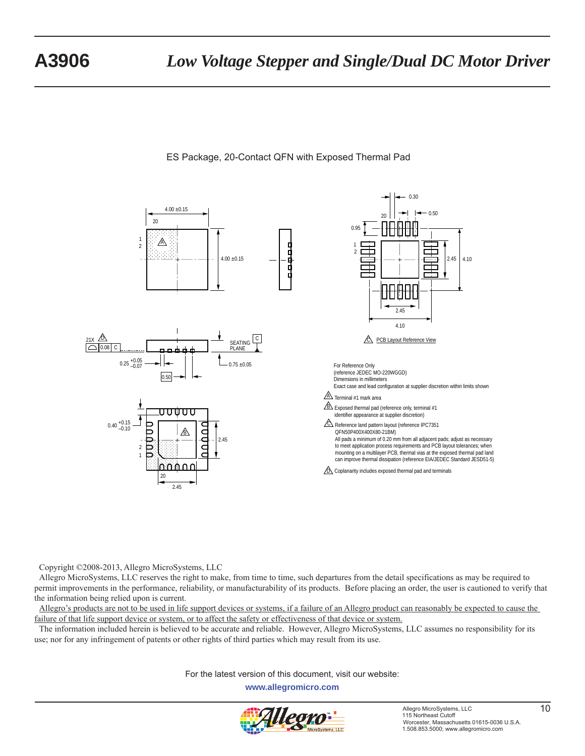## ES Package, 20-Contact QFN with Exposed Thermal Pad

4.00 ±0.15

20

1
2

A

4.00 ±0.15

21X D

0.08 C

SEATING PLANE

C

0.25 +0.05 −0.07

0.75 ±0.05

0.50

0.40 +0.15 −0.10

B

2.45

2
1

20

2.45

0.30

20

0.50

0.95

1
2

2.45

4.10

2.45

4.10

C PCB Layout Reference View

For Reference Only
(reference JEDEC MO-220WGGD)
Dimensions in millimeters
Exact case and lead configuration at supplier discretion within limits shown

A Terminal #1 mark area

B Exposed thermal pad (reference only, terminal #1 identifier appearance at supplier discretion)

C Reference land pattern layout (reference IPC7351 QFN50P400X400X80-21BM)
All pads a minimum of 0.20 mm from all adjacent pads; adjust as necessary to meet application process requirements and PCB layout tolerances; when mounting on a multilayer PCB, thermal vias at the exposed thermal pad land can improve thermal dissipation (reference EIA/JEDEC Standard JESD51-5)

D Coplanarity includes exposed thermal pad and terminals

Copyright ©2008-2013, Allegro MicroSystems, LLC

Allegro MicroSystems, LLC reserves the right to make, from time to time, such departures from the detail specifications as may be required to permit improvements in the performance, reliability, or manufacturability of its products. Before placing an order, the user is cautioned to verify that the information being relied upon is current.

Allegro's products are not to be used in life support devices or systems, if a failure of an Allegro product can reasonably be expected to cause the failure of that life support device or system, or to affect the safety or effectiveness of that device or system.

The information included herein is believed to be accurate and reliable. However, Allegro MicroSystems, LLC assumes no responsibility for its use; nor for any infringement of patents or other rights of third parties which may result from its use.

For the latest version of this document, visit our website:

**www.allegromicro.com**